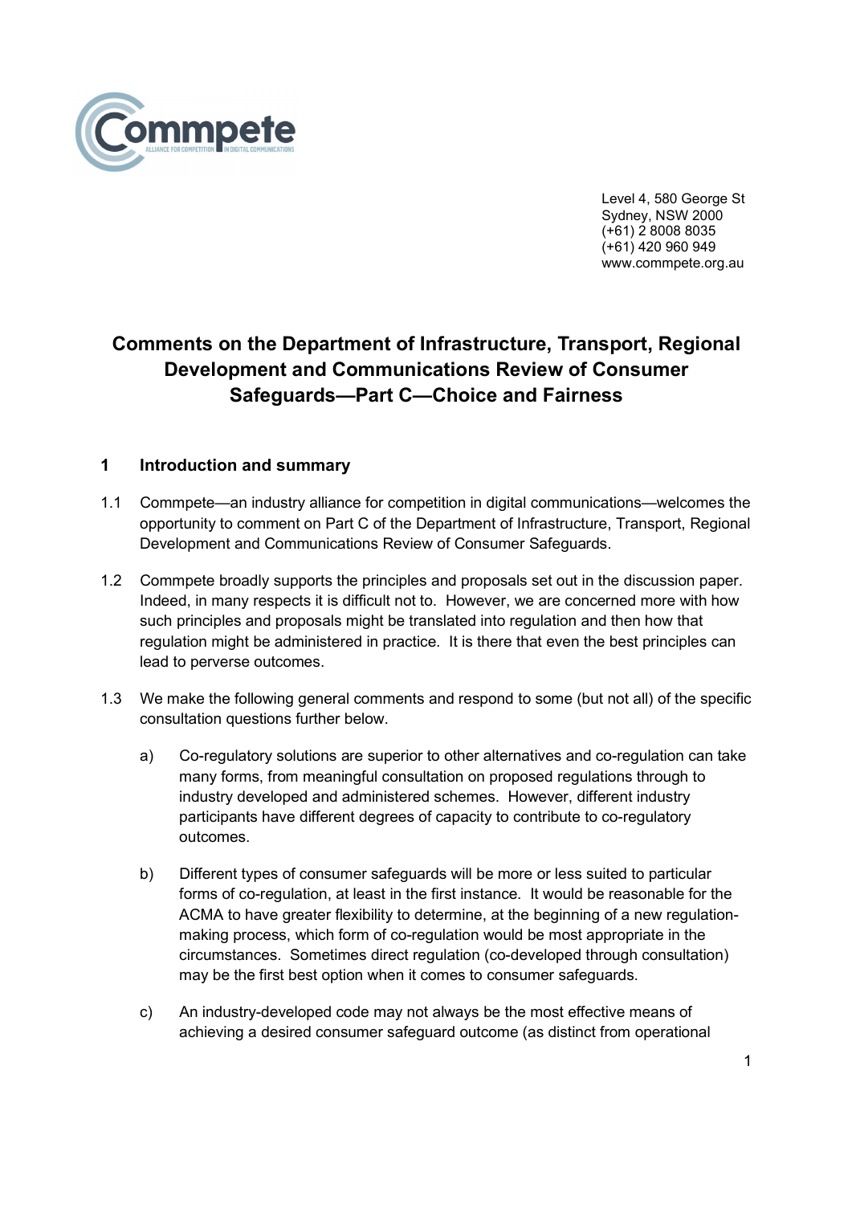Level 4, 580 George St
Sydney, NSW 2000
(+61) 2 8008 8035
(+61) 420 960 949
www.commpete.org.au

# Comments on the Department of Infrastructure, Transport, Regional Development and Communications Review of Consumer Safeguards—Part C—Choice and Fairness

## 1 Introduction and summary

1.1 Commpete—an industry alliance for competition in digital communications—welcomes the opportunity to comment on Part C of the Department of Infrastructure, Transport, Regional Development and Communications Review of Consumer Safeguards.

1.2 Commpete broadly supports the principles and proposals set out in the discussion paper. Indeed, in many respects it is difficult not to. However, we are concerned more with how such principles and proposals might be translated into regulation and then how that regulation might be administered in practice. It is there that even the best principles can lead to perverse outcomes.

1.3 We make the following general comments and respond to some (but not all) of the specific consultation questions further below.

a) Co-regulatory solutions are superior to other alternatives and co-regulation can take many forms, from meaningful consultation on proposed regulations through to industry developed and administered schemes. However, different industry participants have different degrees of capacity to contribute to co-regulatory outcomes.

b) Different types of consumer safeguards will be more or less suited to particular forms of co-regulation, at least in the first instance. It would be reasonable for the ACMA to have greater flexibility to determine, at the beginning of a new regulation-making process, which form of co-regulation would be most appropriate in the circumstances. Sometimes direct regulation (co-developed through consultation) may be the first best option when it comes to consumer safeguards.

c) An industry-developed code may not always be the most effective means of achieving a desired consumer safeguard outcome (as distinct from operational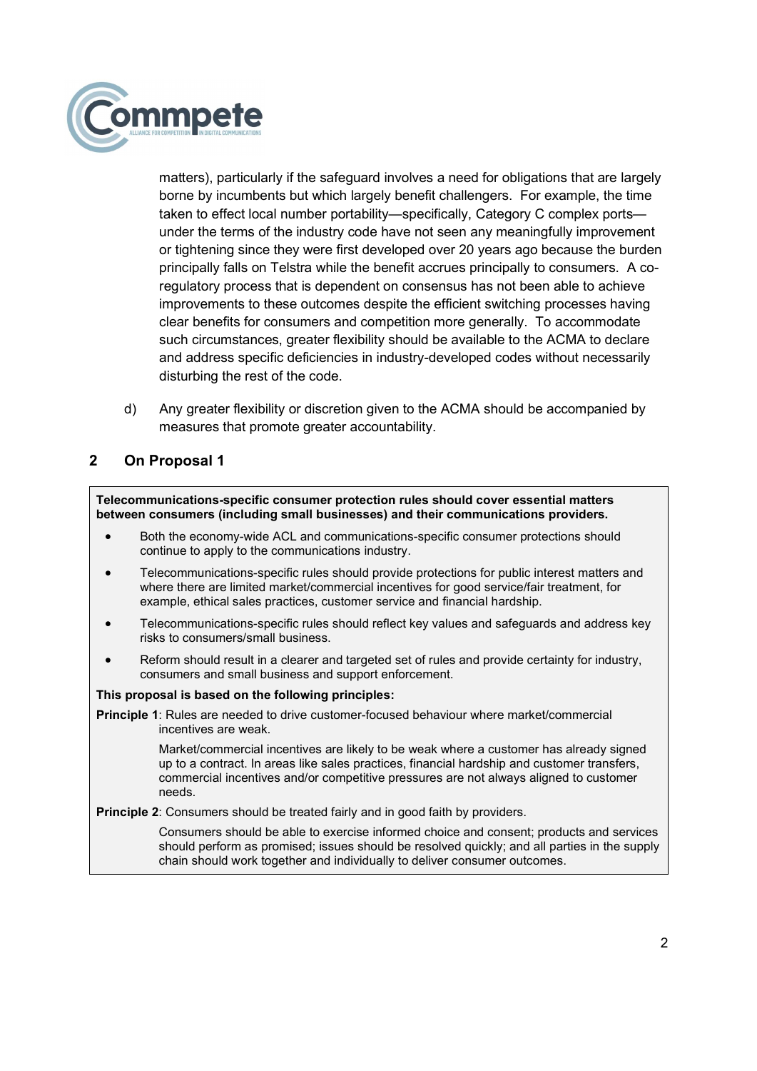matters), particularly if the safeguard involves a need for obligations that are largely borne by incumbents but which largely benefit challengers. For example, the time taken to effect local number portability—specifically, Category C complex ports—under the terms of the industry code have not seen any meaningfully improvement or tightening since they were first developed over 20 years ago because the burden principally falls on Telstra while the benefit accrues principally to consumers. A co-regulatory process that is dependent on consensus has not been able to achieve improvements to these outcomes despite the efficient switching processes having clear benefits for consumers and competition more generally. To accommodate such circumstances, greater flexibility should be available to the ACMA to declare and address specific deficiencies in industry-developed codes without necessarily disturbing the rest of the code.

d) Any greater flexibility or discretion given to the ACMA should be accompanied by measures that promote greater accountability.

## 2 On Proposal 1

**Telecommunications-specific consumer protection rules should cover essential matters between consumers (including small businesses) and their communications providers.**

- Both the economy-wide ACL and communications-specific consumer protections should continue to apply to the communications industry.
- Telecommunications-specific rules should provide protections for public interest matters and where there are limited market/commercial incentives for good service/fair treatment, for example, ethical sales practices, customer service and financial hardship.
- Telecommunications-specific rules should reflect key values and safeguards and address key risks to consumers/small business.
- Reform should result in a clearer and targeted set of rules and provide certainty for industry, consumers and small business and support enforcement.

**This proposal is based on the following principles:**

**Principle 1**: Rules are needed to drive customer-focused behaviour where market/commercial incentives are weak.

Market/commercial incentives are likely to be weak where a customer has already signed up to a contract. In areas like sales practices, financial hardship and customer transfers, commercial incentives and/or competitive pressures are not always aligned to customer needs.

**Principle 2**: Consumers should be treated fairly and in good faith by providers.

Consumers should be able to exercise informed choice and consent; products and services should perform as promised; issues should be resolved quickly; and all parties in the supply chain should work together and individually to deliver consumer outcomes.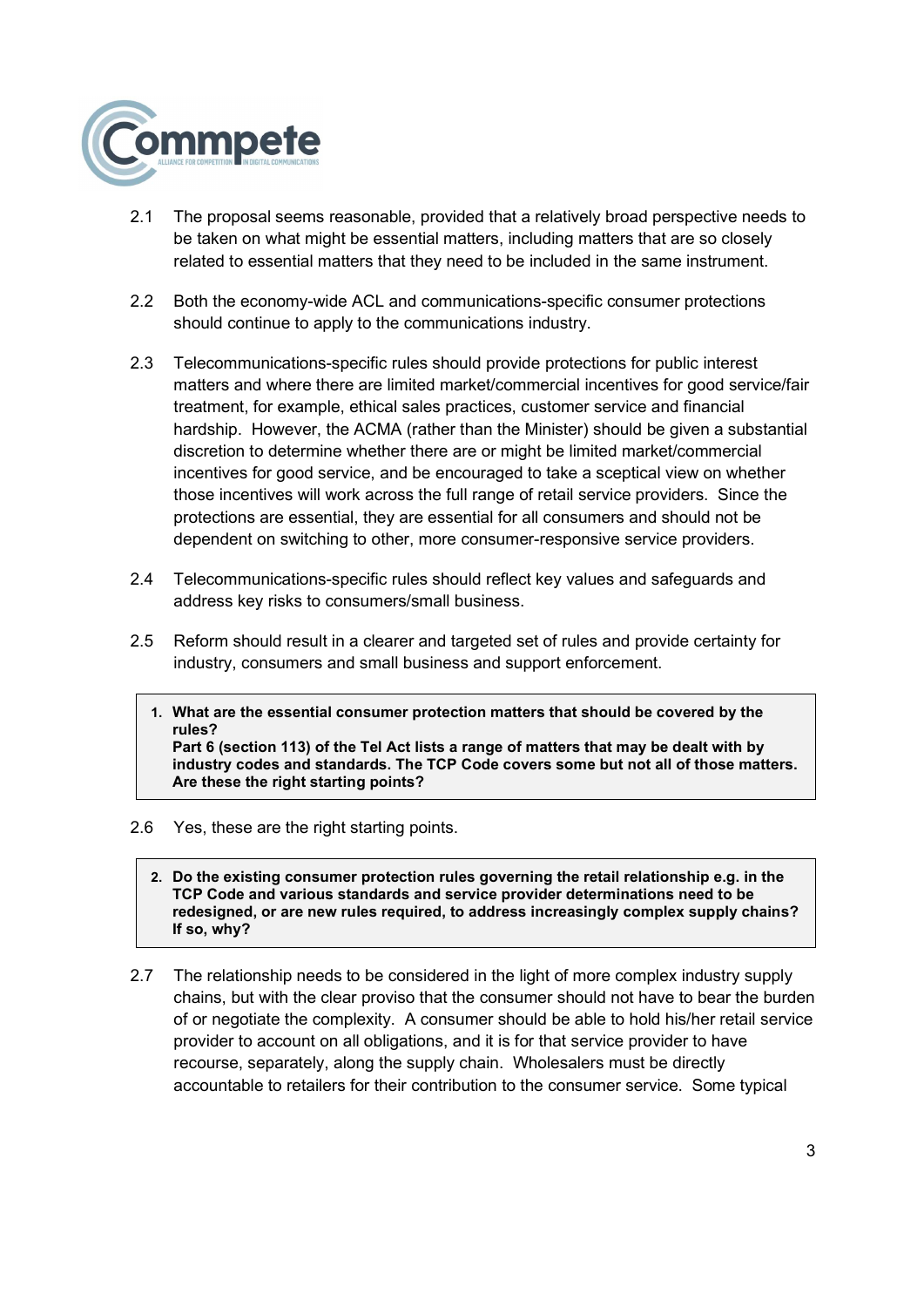2.1 The proposal seems reasonable, provided that a relatively broad perspective needs to be taken on what might be essential matters, including matters that are so closely related to essential matters that they need to be included in the same instrument.

2.2 Both the economy-wide ACL and communications-specific consumer protections should continue to apply to the communications industry.

2.3 Telecommunications-specific rules should provide protections for public interest matters and where there are limited market/commercial incentives for good service/fair treatment, for example, ethical sales practices, customer service and financial hardship. However, the ACMA (rather than the Minister) should be given a substantial discretion to determine whether there are or might be limited market/commercial incentives for good service, and be encouraged to take a sceptical view on whether those incentives will work across the full range of retail service providers. Since the protections are essential, they are essential for all consumers and should not be dependent on switching to other, more consumer-responsive service providers.

2.4 Telecommunications-specific rules should reflect key values and safeguards and address key risks to consumers/small business.

2.5 Reform should result in a clearer and targeted set of rules and provide certainty for industry, consumers and small business and support enforcement.

> **1. What are the essential consumer protection matters that should be covered by the rules?**
> **Part 6 (section 113) of the Tel Act lists a range of matters that may be dealt with by industry codes and standards. The TCP Code covers some but not all of those matters. Are these the right starting points?**

2.6 Yes, these are the right starting points.

> **2. Do the existing consumer protection rules governing the retail relationship e.g. in the TCP Code and various standards and service provider determinations need to be redesigned, or are new rules required, to address increasingly complex supply chains? If so, why?**

2.7 The relationship needs to be considered in the light of more complex industry supply chains, but with the clear proviso that the consumer should not have to bear the burden of or negotiate the complexity. A consumer should be able to hold his/her retail service provider to account on all obligations, and it is for that service provider to have recourse, separately, along the supply chain. Wholesalers must be directly accountable to retailers for their contribution to the consumer service. Some typical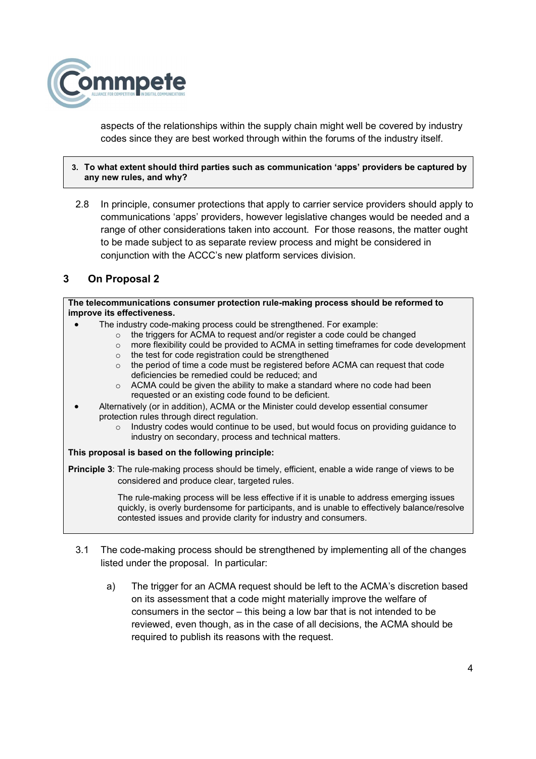aspects of the relationships within the supply chain might well be covered by industry codes since they are best worked through within the forums of the industry itself.

> **3. To what extent should third parties such as communication 'apps' providers be captured by any new rules, and why?**

2.8 In principle, consumer protections that apply to carrier service providers should apply to communications 'apps' providers, however legislative changes would be needed and a range of other considerations taken into account. For those reasons, the matter ought to be made subject to as separate review process and might be considered in conjunction with the ACCC's new platform services division.

## 3 On Proposal 2

> **The telecommunications consumer protection rule-making process should be reformed to improve its effectiveness.**
>
> - The industry code-making process could be strengthened. For example:
>   - the triggers for ACMA to request and/or register a code could be changed
>   - more flexibility could be provided to ACMA in setting timeframes for code development
>   - the test for code registration could be strengthened
>   - the period of time a code must be registered before ACMA can request that code deficiencies be remedied could be reduced; and
>   - ACMA could be given the ability to make a standard where no code had been requested or an existing code found to be deficient.
> - Alternatively (or in addition), ACMA or the Minister could develop essential consumer protection rules through direct regulation.
>   - Industry codes would continue to be used, but would focus on providing guidance to industry on secondary, process and technical matters.
>
> **This proposal is based on the following principle:**
>
> **Principle 3**: The rule-making process should be timely, efficient, enable a wide range of views to be considered and produce clear, targeted rules.
>
> The rule-making process will be less effective if it is unable to address emerging issues quickly, is overly burdensome for participants, and is unable to effectively balance/resolve contested issues and provide clarity for industry and consumers.

3.1 The code-making process should be strengthened by implementing all of the changes listed under the proposal. In particular:

a) The trigger for an ACMA request should be left to the ACMA's discretion based on its assessment that a code might materially improve the welfare of consumers in the sector – this being a low bar that is not intended to be reviewed, even though, as in the case of all decisions, the ACMA should be required to publish its reasons with the request.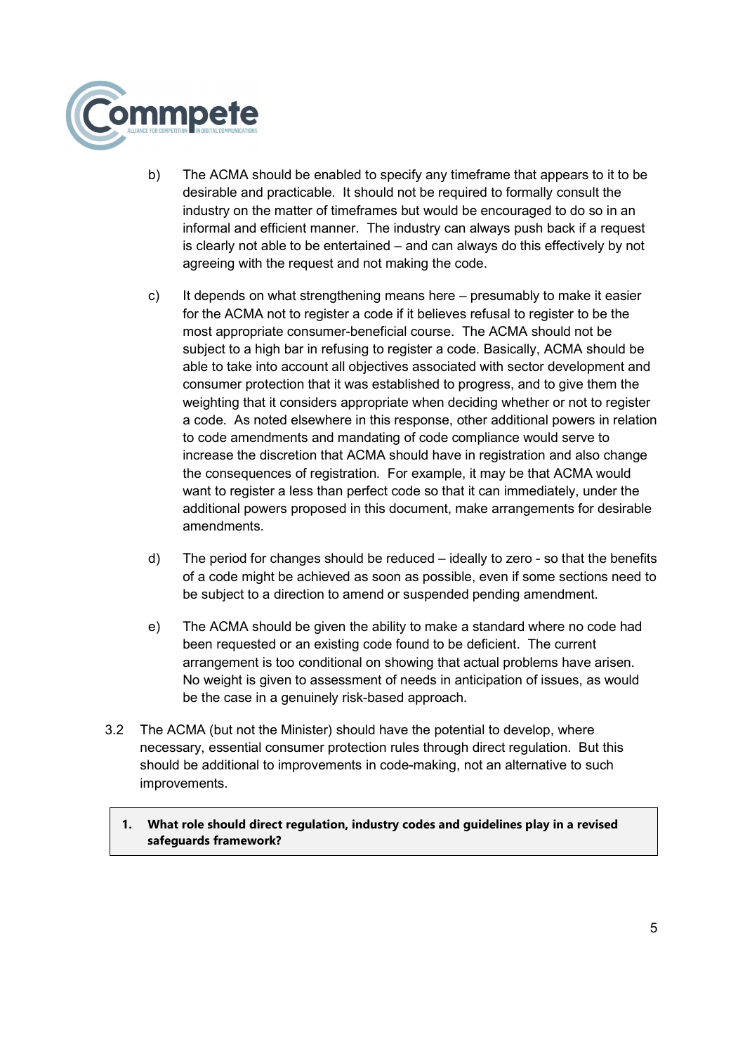b) The ACMA should be enabled to specify any timeframe that appears to it to be desirable and practicable. It should not be required to formally consult the industry on the matter of timeframes but would be encouraged to do so in an informal and efficient manner. The industry can always push back if a request is clearly not able to be entertained – and can always do this effectively by not agreeing with the request and not making the code.

c) It depends on what strengthening means here – presumably to make it easier for the ACMA not to register a code if it believes refusal to register to be the most appropriate consumer-beneficial course. The ACMA should not be subject to a high bar in refusing to register a code. Basically, ACMA should be able to take into account all objectives associated with sector development and consumer protection that it was established to progress, and to give them the weighting that it considers appropriate when deciding whether or not to register a code. As noted elsewhere in this response, other additional powers in relation to code amendments and mandating of code compliance would serve to increase the discretion that ACMA should have in registration and also change the consequences of registration. For example, it may be that ACMA would want to register a less than perfect code so that it can immediately, under the additional powers proposed in this document, make arrangements for desirable amendments.

d) The period for changes should be reduced – ideally to zero - so that the benefits of a code might be achieved as soon as possible, even if some sections need to be subject to a direction to amend or suspended pending amendment.

e) The ACMA should be given the ability to make a standard where no code had been requested or an existing code found to be deficient. The current arrangement is too conditional on showing that actual problems have arisen. No weight is given to assessment of needs in anticipation of issues, as would be the case in a genuinely risk-based approach.

3.2 The ACMA (but not the Minister) should have the potential to develop, where necessary, essential consumer protection rules through direct regulation. But this should be additional to improvements in code-making, not an alternative to such improvements.

> **1. What role should direct regulation, industry codes and guidelines play in a revised safeguards framework?**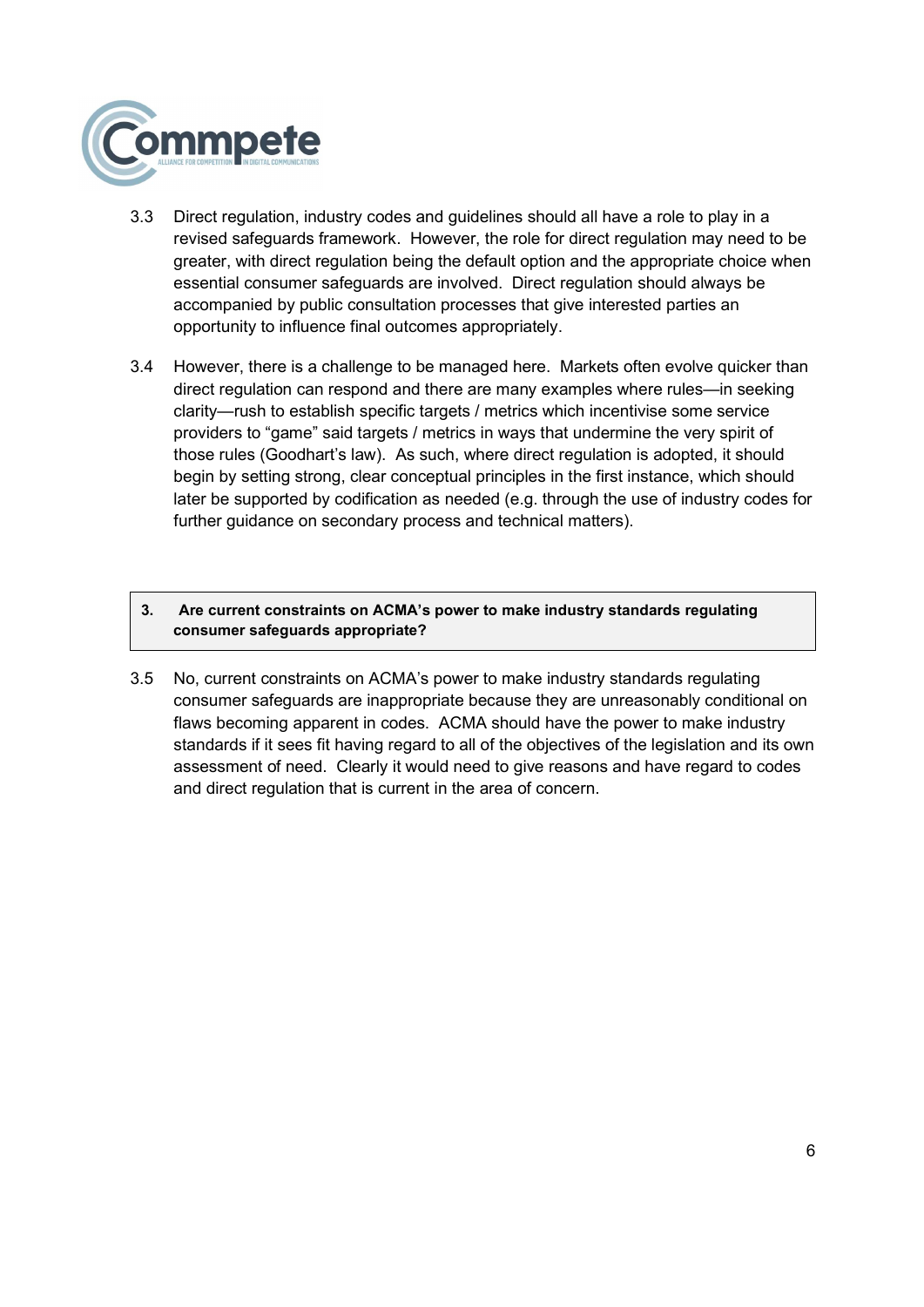3.3 Direct regulation, industry codes and guidelines should all have a role to play in a revised safeguards framework. However, the role for direct regulation may need to be greater, with direct regulation being the default option and the appropriate choice when essential consumer safeguards are involved. Direct regulation should always be accompanied by public consultation processes that give interested parties an opportunity to influence final outcomes appropriately.

3.4 However, there is a challenge to be managed here. Markets often evolve quicker than direct regulation can respond and there are many examples where rules—in seeking clarity—rush to establish specific targets / metrics which incentivise some service providers to "game" said targets / metrics in ways that undermine the very spirit of those rules (Goodhart's law). As such, where direct regulation is adopted, it should begin by setting strong, clear conceptual principles in the first instance, which should later be supported by codification as needed (e.g. through the use of industry codes for further guidance on secondary process and technical matters).

| **3. Are current constraints on ACMA's power to make industry standards regulating consumer safeguards appropriate?** |
| --- |

3.5 No, current constraints on ACMA's power to make industry standards regulating consumer safeguards are inappropriate because they are unreasonably conditional on flaws becoming apparent in codes. ACMA should have the power to make industry standards if it sees fit having regard to all of the objectives of the legislation and its own assessment of need. Clearly it would need to give reasons and have regard to codes and direct regulation that is current in the area of concern.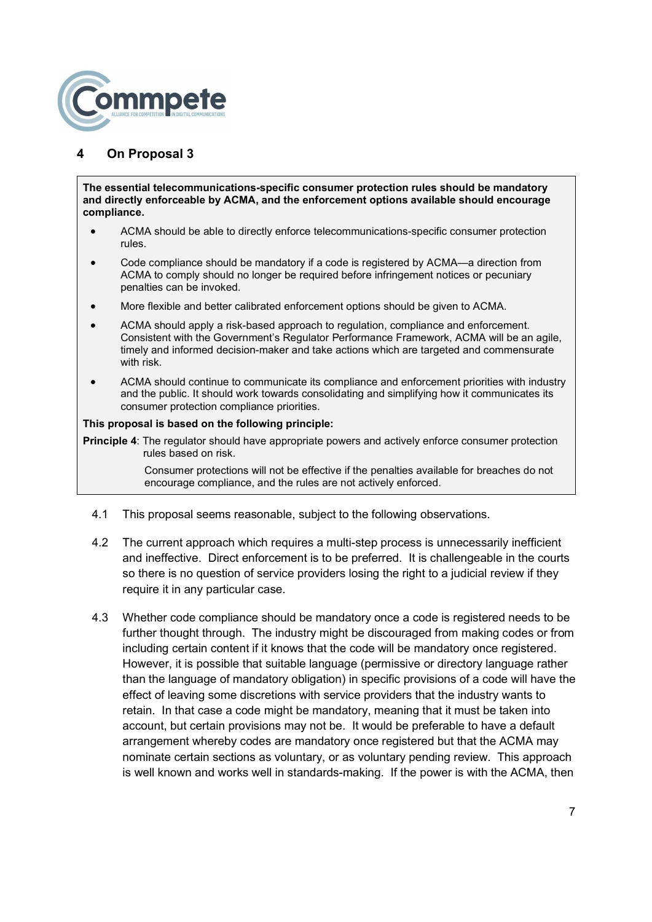## 4 On Proposal 3

**The essential telecommunications-specific consumer protection rules should be mandatory and directly enforceable by ACMA, and the enforcement options available should encourage compliance.**

- ACMA should be able to directly enforce telecommunications-specific consumer protection rules.
- Code compliance should be mandatory if a code is registered by ACMA—a direction from ACMA to comply should no longer be required before infringement notices or pecuniary penalties can be invoked.
- More flexible and better calibrated enforcement options should be given to ACMA.
- ACMA should apply a risk-based approach to regulation, compliance and enforcement. Consistent with the Government's Regulator Performance Framework, ACMA will be an agile, timely and informed decision-maker and take actions which are targeted and commensurate with risk.
- ACMA should continue to communicate its compliance and enforcement priorities with industry and the public. It should work towards consolidating and simplifying how it communicates its consumer protection compliance priorities.

**This proposal is based on the following principle:**

**Principle 4**: The regulator should have appropriate powers and actively enforce consumer protection rules based on risk.

Consumer protections will not be effective if the penalties available for breaches do not encourage compliance, and the rules are not actively enforced.

4.1 This proposal seems reasonable, subject to the following observations.

4.2 The current approach which requires a multi-step process is unnecessarily inefficient and ineffective. Direct enforcement is to be preferred. It is challengeable in the courts so there is no question of service providers losing the right to a judicial review if they require it in any particular case.

4.3 Whether code compliance should be mandatory once a code is registered needs to be further thought through. The industry might be discouraged from making codes or from including certain content if it knows that the code will be mandatory once registered. However, it is possible that suitable language (permissive or directory language rather than the language of mandatory obligation) in specific provisions of a code will have the effect of leaving some discretions with service providers that the industry wants to retain. In that case a code might be mandatory, meaning that it must be taken into account, but certain provisions may not be. It would be preferable to have a default arrangement whereby codes are mandatory once registered but that the ACMA may nominate certain sections as voluntary, or as voluntary pending review. This approach is well known and works well in standards-making. If the power is with the ACMA, then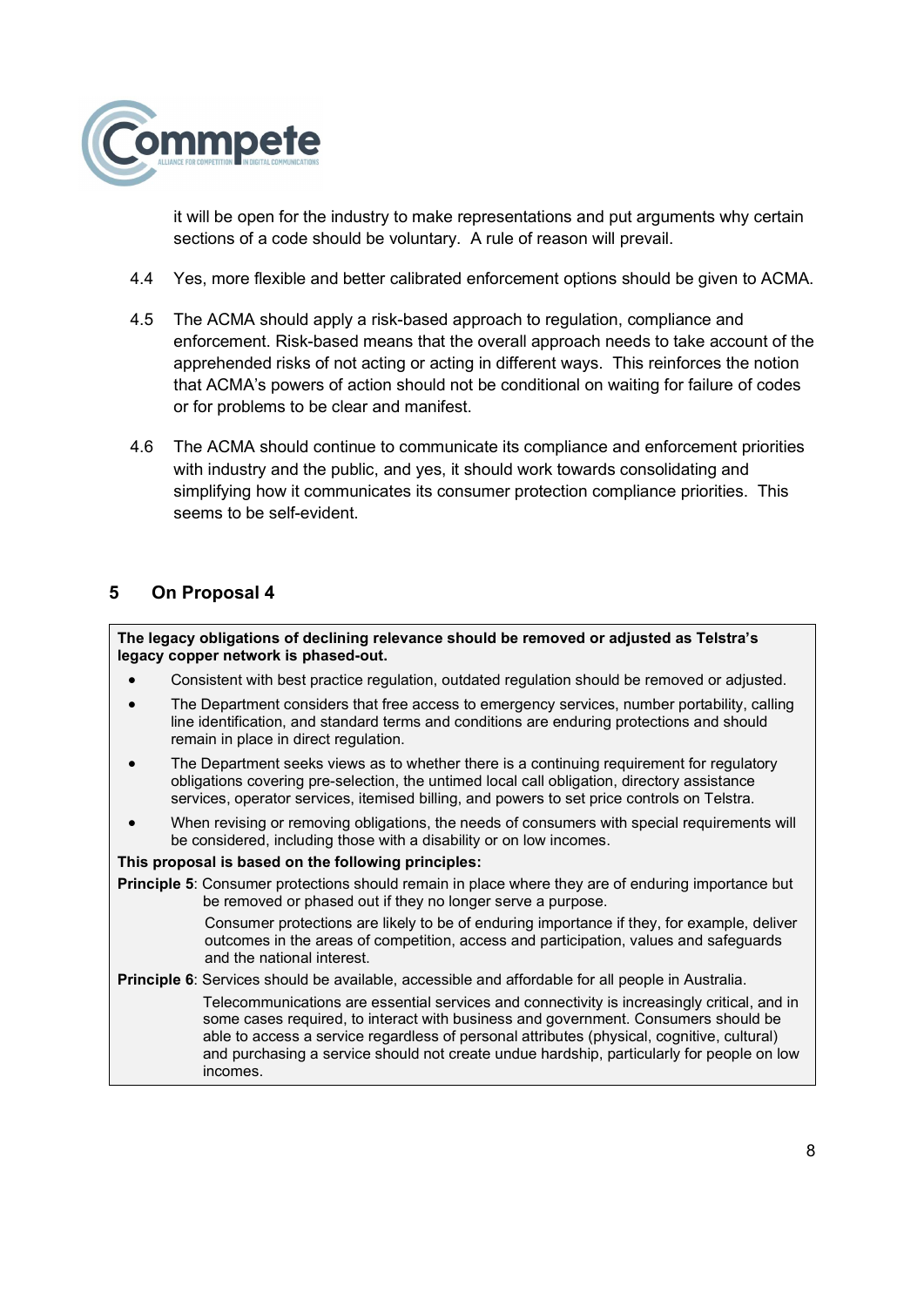it will be open for the industry to make representations and put arguments why certain sections of a code should be voluntary. A rule of reason will prevail.

4.4 Yes, more flexible and better calibrated enforcement options should be given to ACMA.

4.5 The ACMA should apply a risk-based approach to regulation, compliance and enforcement. Risk-based means that the overall approach needs to take account of the apprehended risks of not acting or acting in different ways. This reinforces the notion that ACMA's powers of action should not be conditional on waiting for failure of codes or for problems to be clear and manifest.

4.6 The ACMA should continue to communicate its compliance and enforcement priorities with industry and the public, and yes, it should work towards consolidating and simplifying how it communicates its consumer protection compliance priorities. This seems to be self-evident.

## 5 On Proposal 4

**The legacy obligations of declining relevance should be removed or adjusted as Telstra's legacy copper network is phased-out.**

- Consistent with best practice regulation, outdated regulation should be removed or adjusted.
- The Department considers that free access to emergency services, number portability, calling line identification, and standard terms and conditions are enduring protections and should remain in place in direct regulation.
- The Department seeks views as to whether there is a continuing requirement for regulatory obligations covering pre-selection, the untimed local call obligation, directory assistance services, operator services, itemised billing, and powers to set price controls on Telstra.
- When revising or removing obligations, the needs of consumers with special requirements will be considered, including those with a disability or on low incomes.

**This proposal is based on the following principles:**

**Principle 5**: Consumer protections should remain in place where they are of enduring importance but be removed or phased out if they no longer serve a purpose.

Consumer protections are likely to be of enduring importance if they, for example, deliver outcomes in the areas of competition, access and participation, values and safeguards and the national interest.

**Principle 6**: Services should be available, accessible and affordable for all people in Australia.

Telecommunications are essential services and connectivity is increasingly critical, and in some cases required, to interact with business and government. Consumers should be able to access a service regardless of personal attributes (physical, cognitive, cultural) and purchasing a service should not create undue hardship, particularly for people on low incomes.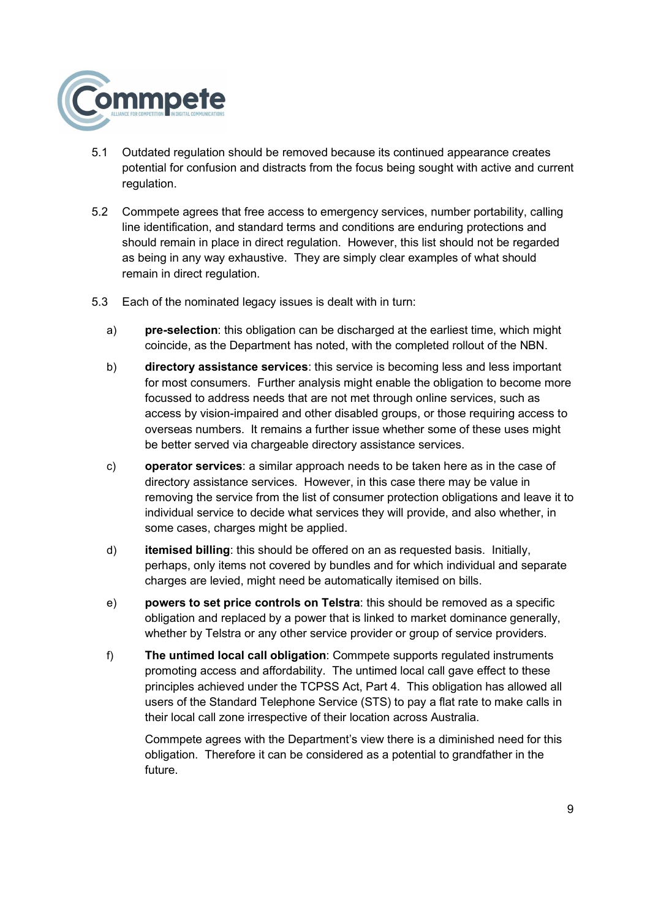5.1 Outdated regulation should be removed because its continued appearance creates potential for confusion and distracts from the focus being sought with active and current regulation.

5.2 Commpete agrees that free access to emergency services, number portability, calling line identification, and standard terms and conditions are enduring protections and should remain in place in direct regulation. However, this list should not be regarded as being in any way exhaustive. They are simply clear examples of what should remain in direct regulation.

5.3 Each of the nominated legacy issues is dealt with in turn:

a) **pre-selection**: this obligation can be discharged at the earliest time, which might coincide, as the Department has noted, with the completed rollout of the NBN.

b) **directory assistance services**: this service is becoming less and less important for most consumers. Further analysis might enable the obligation to become more focussed to address needs that are not met through online services, such as access by vision-impaired and other disabled groups, or those requiring access to overseas numbers. It remains a further issue whether some of these uses might be better served via chargeable directory assistance services.

c) **operator services**: a similar approach needs to be taken here as in the case of directory assistance services. However, in this case there may be value in removing the service from the list of consumer protection obligations and leave it to individual service to decide what services they will provide, and also whether, in some cases, charges might be applied.

d) **itemised billing**: this should be offered on an as requested basis. Initially, perhaps, only items not covered by bundles and for which individual and separate charges are levied, might need be automatically itemised on bills.

e) **powers to set price controls on Telstra**: this should be removed as a specific obligation and replaced by a power that is linked to market dominance generally, whether by Telstra or any other service provider or group of service providers.

f) **The untimed local call obligation**: Commpete supports regulated instruments promoting access and affordability. The untimed local call gave effect to these principles achieved under the TCPSS Act, Part 4. This obligation has allowed all users of the Standard Telephone Service (STS) to pay a flat rate to make calls in their local call zone irrespective of their location across Australia.

   Commpete agrees with the Department's view there is a diminished need for this obligation. Therefore it can be considered as a potential to grandfather in the future.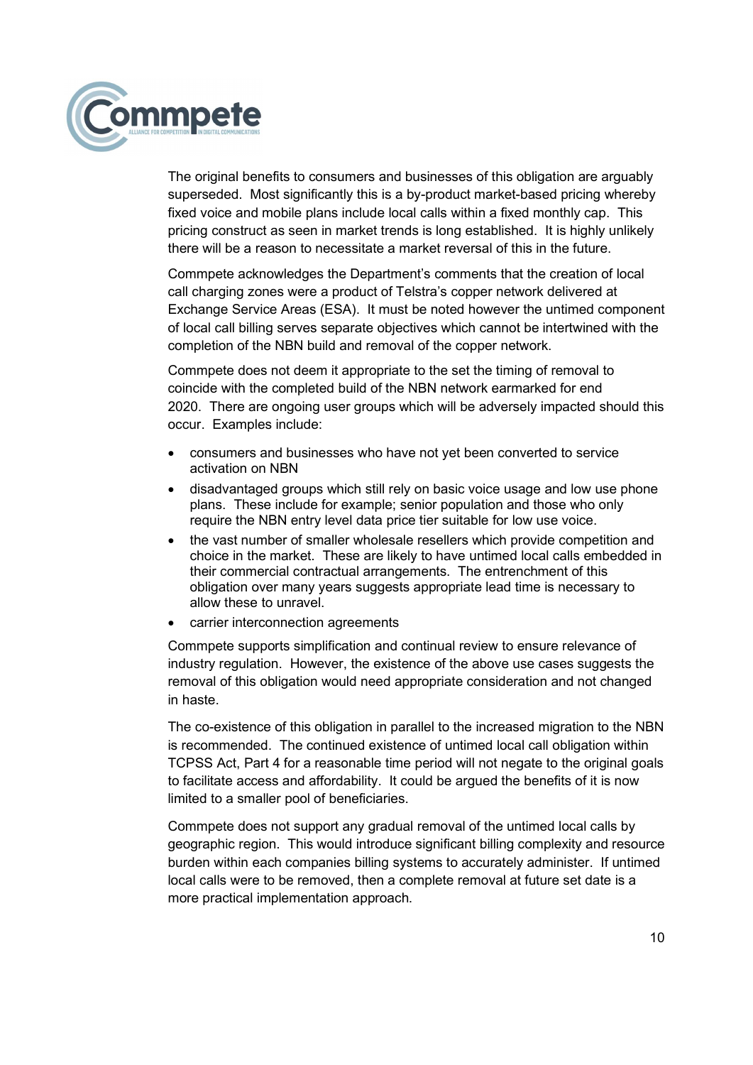The original benefits to consumers and businesses of this obligation are arguably superseded. Most significantly this is a by-product market-based pricing whereby fixed voice and mobile plans include local calls within a fixed monthly cap. This pricing construct as seen in market trends is long established. It is highly unlikely there will be a reason to necessitate a market reversal of this in the future.

Commpete acknowledges the Department's comments that the creation of local call charging zones were a product of Telstra's copper network delivered at Exchange Service Areas (ESA). It must be noted however the untimed component of local call billing serves separate objectives which cannot be intertwined with the completion of the NBN build and removal of the copper network.

Commpete does not deem it appropriate to the set the timing of removal to coincide with the completed build of the NBN network earmarked for end 2020. There are ongoing user groups which will be adversely impacted should this occur. Examples include:

- consumers and businesses who have not yet been converted to service activation on NBN
- disadvantaged groups which still rely on basic voice usage and low use phone plans. These include for example; senior population and those who only require the NBN entry level data price tier suitable for low use voice.
- the vast number of smaller wholesale resellers which provide competition and choice in the market. These are likely to have untimed local calls embedded in their commercial contractual arrangements. The entrenchment of this obligation over many years suggests appropriate lead time is necessary to allow these to unravel.
- carrier interconnection agreements

Commpete supports simplification and continual review to ensure relevance of industry regulation. However, the existence of the above use cases suggests the removal of this obligation would need appropriate consideration and not changed in haste.

The co-existence of this obligation in parallel to the increased migration to the NBN is recommended. The continued existence of untimed local call obligation within TCPSS Act, Part 4 for a reasonable time period will not negate to the original goals to facilitate access and affordability. It could be argued the benefits of it is now limited to a smaller pool of beneficiaries.

Commpete does not support any gradual removal of the untimed local calls by geographic region. This would introduce significant billing complexity and resource burden within each companies billing systems to accurately administer. If untimed local calls were to be removed, then a complete removal at future set date is a more practical implementation approach.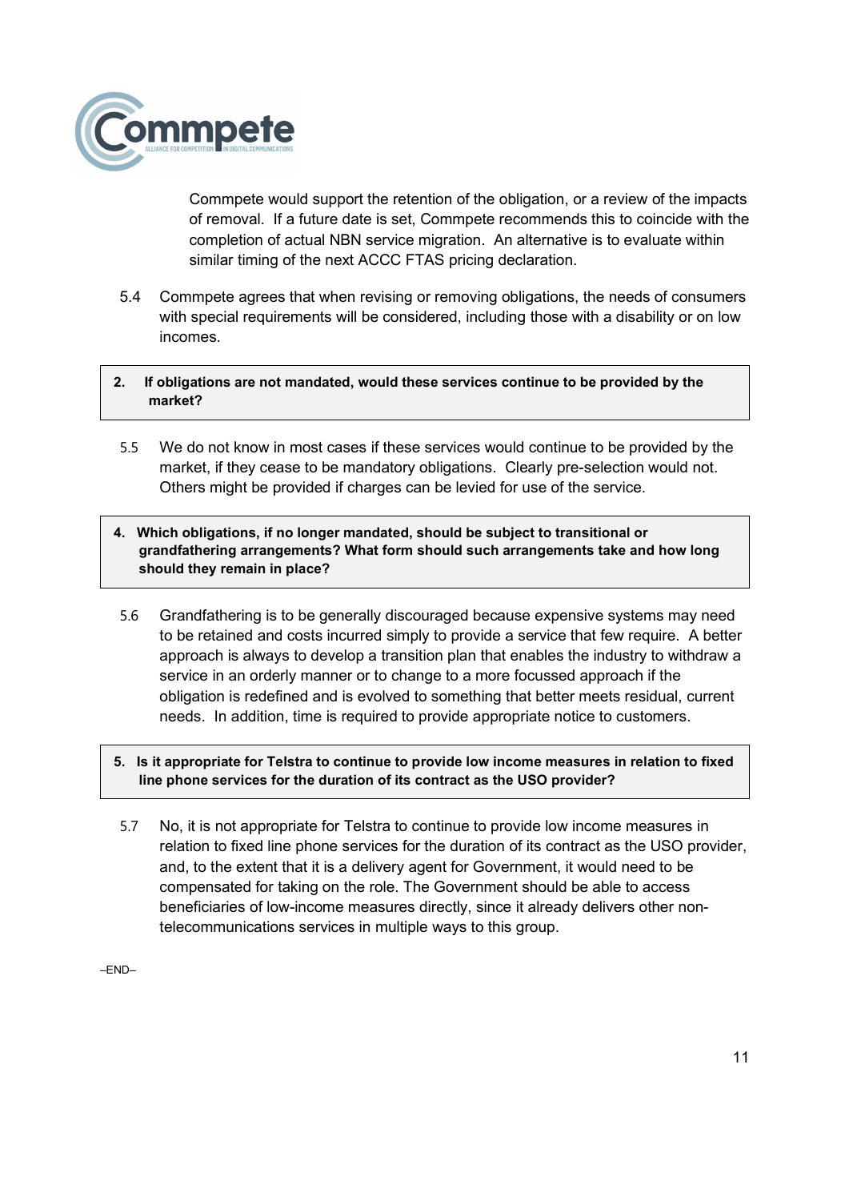Commpete would support the retention of the obligation, or a review of the impacts of removal. If a future date is set, Commpete recommends this to coincide with the completion of actual NBN service migration. An alternative is to evaluate within similar timing of the next ACCC FTAS pricing declaration.

5.4 Commpete agrees that when revising or removing obligations, the needs of consumers with special requirements will be considered, including those with a disability or on low incomes.

**2. If obligations are not mandated, would these services continue to be provided by the market?**

5.5 We do not know in most cases if these services would continue to be provided by the market, if they cease to be mandatory obligations. Clearly pre-selection would not. Others might be provided if charges can be levied for use of the service.

**4. Which obligations, if no longer mandated, should be subject to transitional or grandfathering arrangements? What form should such arrangements take and how long should they remain in place?**

5.6 Grandfathering is to be generally discouraged because expensive systems may need to be retained and costs incurred simply to provide a service that few require. A better approach is always to develop a transition plan that enables the industry to withdraw a service in an orderly manner or to change to a more focussed approach if the obligation is redefined and is evolved to something that better meets residual, current needs. In addition, time is required to provide appropriate notice to customers.

**5. Is it appropriate for Telstra to continue to provide low income measures in relation to fixed line phone services for the duration of its contract as the USO provider?**

5.7 No, it is not appropriate for Telstra to continue to provide low income measures in relation to fixed line phone services for the duration of its contract as the USO provider, and, to the extent that it is a delivery agent for Government, it would need to be compensated for taking on the role. The Government should be able to access beneficiaries of low-income measures directly, since it already delivers other non-telecommunications services in multiple ways to this group.

–END–